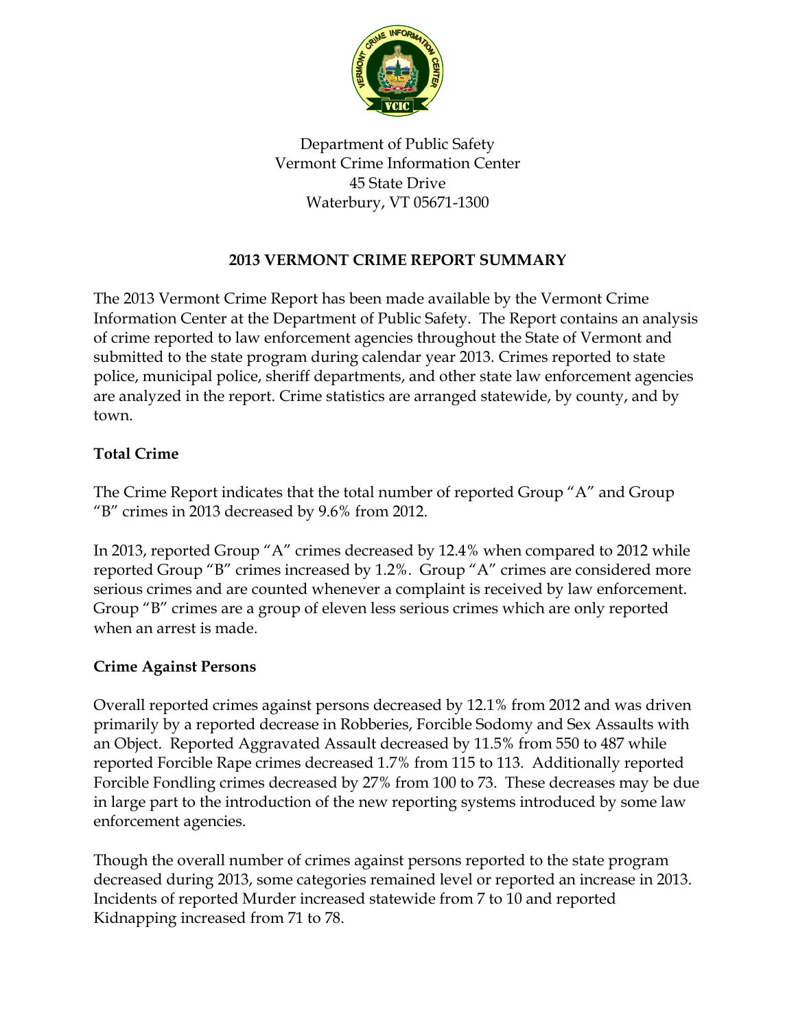Department of Public Safety
Vermont Crime Information Center
45 State Drive
Waterbury, VT 05671-1300

# 2013 VERMONT CRIME REPORT SUMMARY

The 2013 Vermont Crime Report has been made available by the Vermont Crime Information Center at the Department of Public Safety. The Report contains an analysis of crime reported to law enforcement agencies throughout the State of Vermont and submitted to the state program during calendar year 2013. Crimes reported to state police, municipal police, sheriff departments, and other state law enforcement agencies are analyzed in the report. Crime statistics are arranged statewide, by county, and by town.

## Total Crime

The Crime Report indicates that the total number of reported Group "A" and Group "B" crimes in 2013 decreased by 9.6% from 2012.

In 2013, reported Group "A" crimes decreased by 12.4% when compared to 2012 while reported Group "B" crimes increased by 1.2%. Group "A" crimes are considered more serious crimes and are counted whenever a complaint is received by law enforcement. Group "B" crimes are a group of eleven less serious crimes which are only reported when an arrest is made.

## Crime Against Persons

Overall reported crimes against persons decreased by 12.1% from 2012 and was driven primarily by a reported decrease in Robberies, Forcible Sodomy and Sex Assaults with an Object. Reported Aggravated Assault decreased by 11.5% from 550 to 487 while reported Forcible Rape crimes decreased 1.7% from 115 to 113. Additionally reported Forcible Fondling crimes decreased by 27% from 100 to 73. These decreases may be due in large part to the introduction of the new reporting systems introduced by some law enforcement agencies.

Though the overall number of crimes against persons reported to the state program decreased during 2013, some categories remained level or reported an increase in 2013. Incidents of reported Murder increased statewide from 7 to 10 and reported Kidnapping increased from 71 to 78.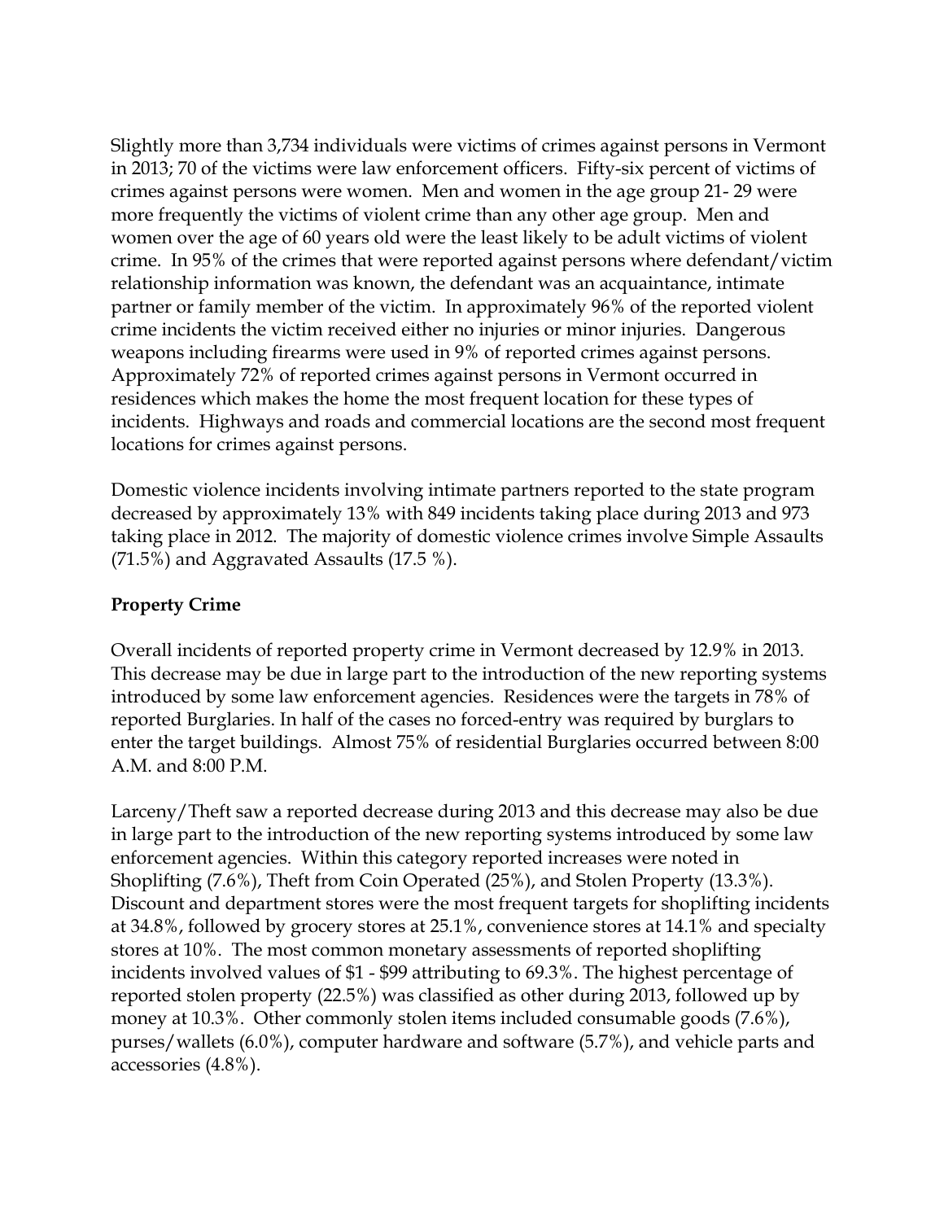Slightly more than 3,734 individuals were victims of crimes against persons in Vermont in 2013; 70 of the victims were law enforcement officers. Fifty-six percent of victims of crimes against persons were women. Men and women in the age group 21- 29 were more frequently the victims of violent crime than any other age group. Men and women over the age of 60 years old were the least likely to be adult victims of violent crime. In 95% of the crimes that were reported against persons where defendant/victim relationship information was known, the defendant was an acquaintance, intimate partner or family member of the victim. In approximately 96% of the reported violent crime incidents the victim received either no injuries or minor injuries. Dangerous weapons including firearms were used in 9% of reported crimes against persons. Approximately 72% of reported crimes against persons in Vermont occurred in residences which makes the home the most frequent location for these types of incidents. Highways and roads and commercial locations are the second most frequent locations for crimes against persons.

Domestic violence incidents involving intimate partners reported to the state program decreased by approximately 13% with 849 incidents taking place during 2013 and 973 taking place in 2012. The majority of domestic violence crimes involve Simple Assaults (71.5%) and Aggravated Assaults (17.5 %).

**Property Crime**

Overall incidents of reported property crime in Vermont decreased by 12.9% in 2013. This decrease may be due in large part to the introduction of the new reporting systems introduced by some law enforcement agencies. Residences were the targets in 78% of reported Burglaries. In half of the cases no forced-entry was required by burglars to enter the target buildings. Almost 75% of residential Burglaries occurred between 8:00 A.M. and 8:00 P.M.

Larceny/Theft saw a reported decrease during 2013 and this decrease may also be due in large part to the introduction of the new reporting systems introduced by some law enforcement agencies. Within this category reported increases were noted in Shoplifting (7.6%), Theft from Coin Operated (25%), and Stolen Property (13.3%). Discount and department stores were the most frequent targets for shoplifting incidents at 34.8%, followed by grocery stores at 25.1%, convenience stores at 14.1% and specialty stores at 10%. The most common monetary assessments of reported shoplifting incidents involved values of $1 - $99 attributing to 69.3%. The highest percentage of reported stolen property (22.5%) was classified as other during 2013, followed up by money at 10.3%. Other commonly stolen items included consumable goods (7.6%), purses/wallets (6.0%), computer hardware and software (5.7%), and vehicle parts and accessories (4.8%).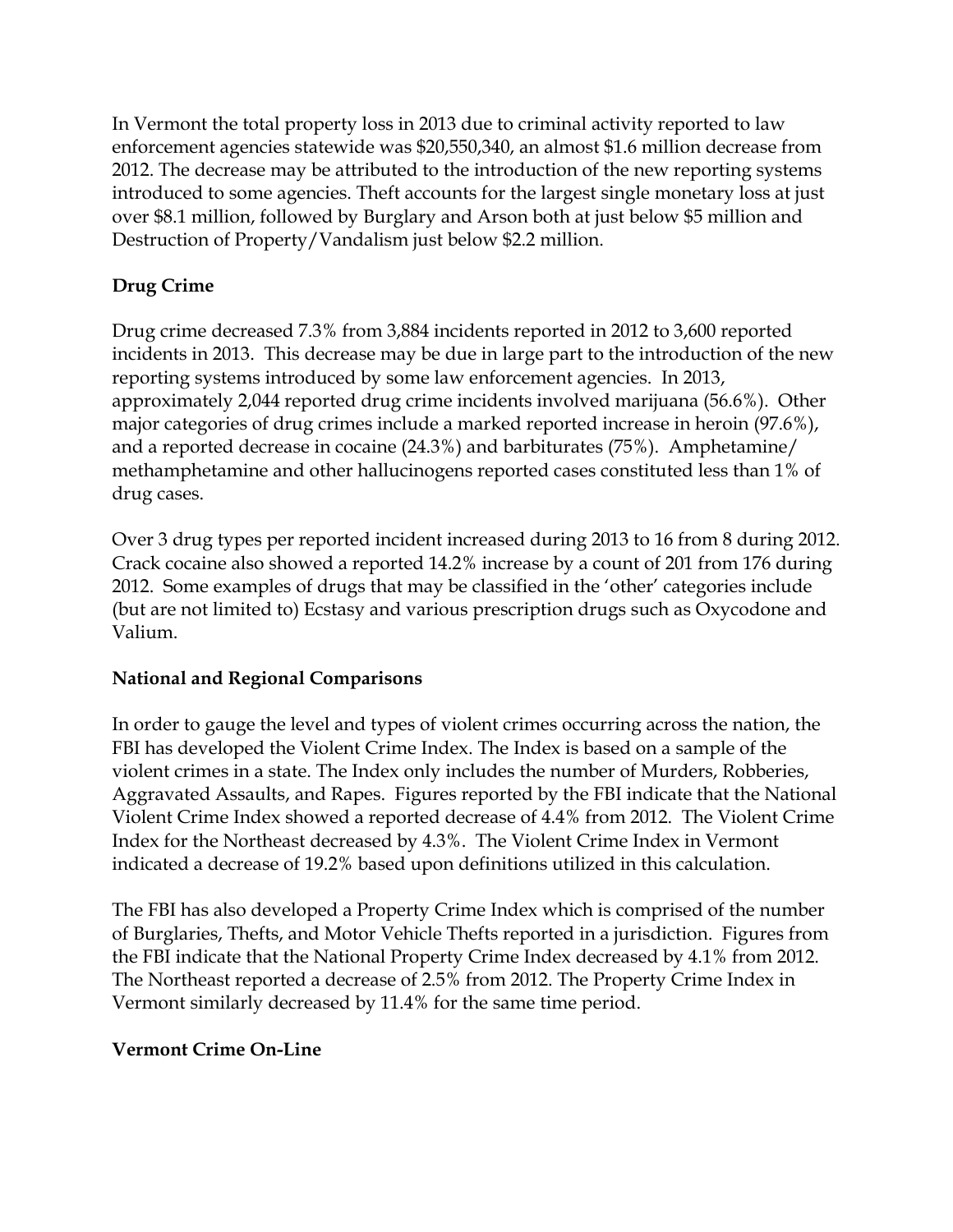In Vermont the total property loss in 2013 due to criminal activity reported to law enforcement agencies statewide was $20,550,340, an almost $1.6 million decrease from 2012. The decrease may be attributed to the introduction of the new reporting systems introduced to some agencies. Theft accounts for the largest single monetary loss at just over $8.1 million, followed by Burglary and Arson both at just below $5 million and Destruction of Property/Vandalism just below $2.2 million.

**Drug Crime**

Drug crime decreased 7.3% from 3,884 incidents reported in 2012 to 3,600 reported incidents in 2013. This decrease may be due in large part to the introduction of the new reporting systems introduced by some law enforcement agencies. In 2013, approximately 2,044 reported drug crime incidents involved marijuana (56.6%). Other major categories of drug crimes include a marked reported increase in heroin (97.6%), and a reported decrease in cocaine (24.3%) and barbiturates (75%). Amphetamine/ methamphetamine and other hallucinogens reported cases constituted less than 1% of drug cases.

Over 3 drug types per reported incident increased during 2013 to 16 from 8 during 2012. Crack cocaine also showed a reported 14.2% increase by a count of 201 from 176 during 2012. Some examples of drugs that may be classified in the 'other' categories include (but are not limited to) Ecstasy and various prescription drugs such as Oxycodone and Valium.

**National and Regional Comparisons**

In order to gauge the level and types of violent crimes occurring across the nation, the FBI has developed the Violent Crime Index. The Index is based on a sample of the violent crimes in a state. The Index only includes the number of Murders, Robberies, Aggravated Assaults, and Rapes. Figures reported by the FBI indicate that the National Violent Crime Index showed a reported decrease of 4.4% from 2012. The Violent Crime Index for the Northeast decreased by 4.3%. The Violent Crime Index in Vermont indicated a decrease of 19.2% based upon definitions utilized in this calculation.

The FBI has also developed a Property Crime Index which is comprised of the number of Burglaries, Thefts, and Motor Vehicle Thefts reported in a jurisdiction. Figures from the FBI indicate that the National Property Crime Index decreased by 4.1% from 2012. The Northeast reported a decrease of 2.5% from 2012. The Property Crime Index in Vermont similarly decreased by 11.4% for the same time period.

**Vermont Crime On-Line**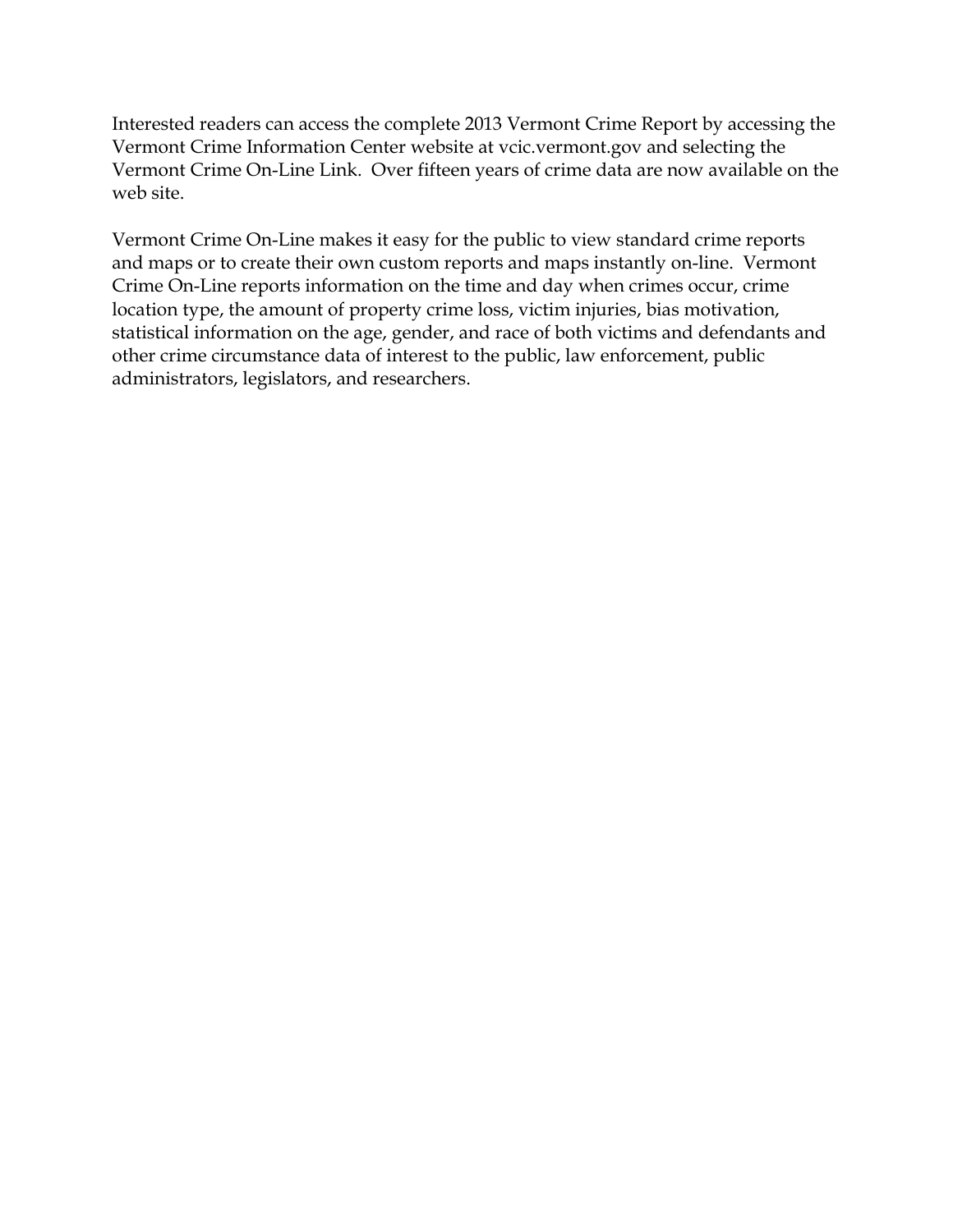Interested readers can access the complete 2013 Vermont Crime Report by accessing the Vermont Crime Information Center website at vcic.vermont.gov and selecting the Vermont Crime On-Line Link. Over fifteen years of crime data are now available on the web site.

Vermont Crime On-Line makes it easy for the public to view standard crime reports and maps or to create their own custom reports and maps instantly on-line. Vermont Crime On-Line reports information on the time and day when crimes occur, crime location type, the amount of property crime loss, victim injuries, bias motivation, statistical information on the age, gender, and race of both victims and defendants and other crime circumstance data of interest to the public, law enforcement, public administrators, legislators, and researchers.